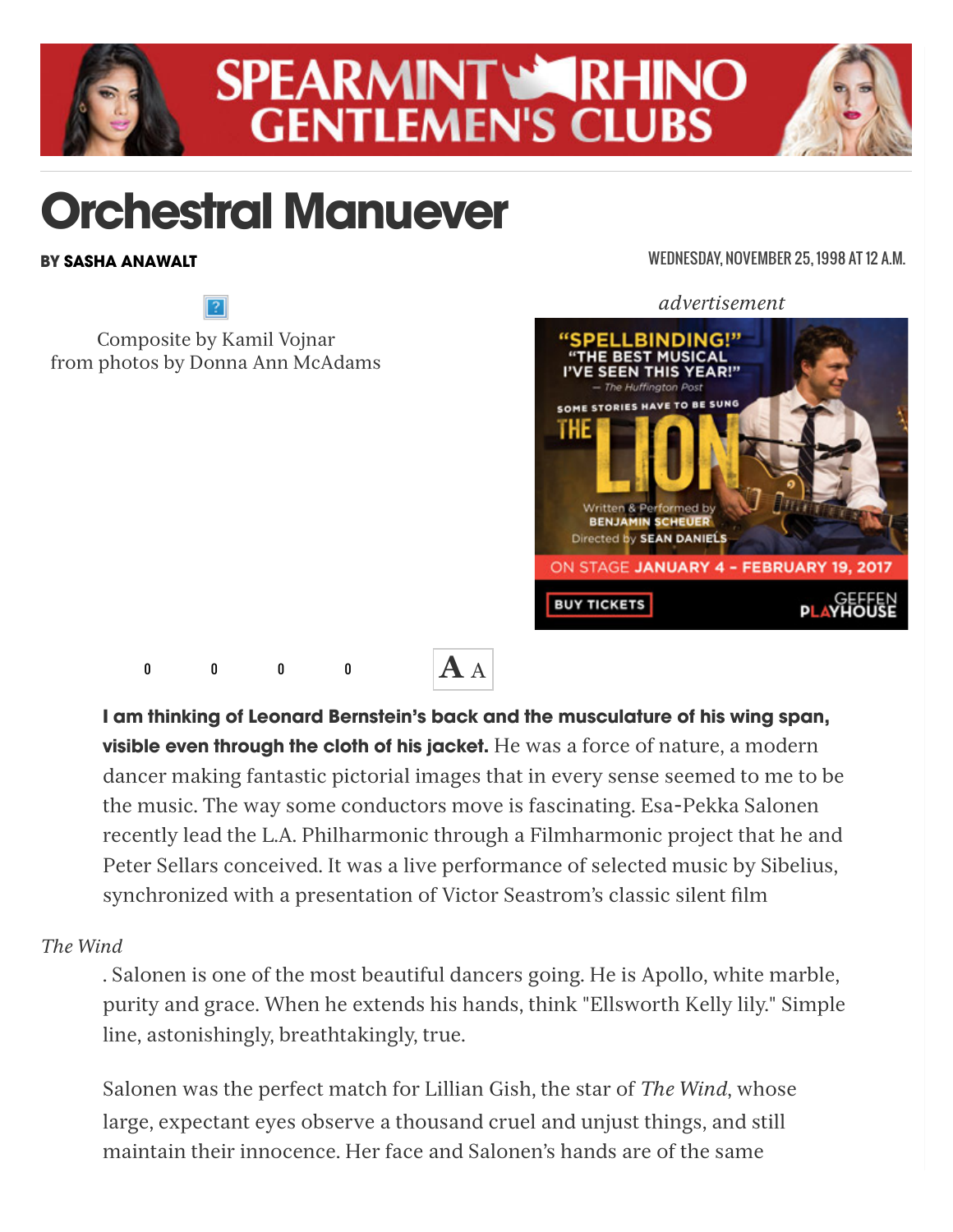# Orchestral Manuever

**BY SASHA ANAWALT**

WEDNESDAY, NOVEMBER 25, 1998 AT 12 A.M.

Composite by Kamil Vojnar
from photos by Donna Ann McAdams

**I am thinking of Leonard Bernstein's back and the musculature of his wing span, visible even through the cloth of his jacket.** He was a force of nature, a modern dancer making fantastic pictorial images that in every sense seemed to me to be the music. The way some conductors move is fascinating. Esa-Pekka Salonen recently lead the L.A. Philharmonic through a Filmharmonic project that he and Peter Sellars conceived. It was a live performance of selected music by Sibelius, synchronized with a presentation of Victor Seastrom's classic silent film *The Wind*. Salonen is one of the most beautiful dancers going. He is Apollo, white marble, purity and grace. When he extends his hands, think "Ellsworth Kelly lily." Simple line, astonishingly, breathtakingly, true.

Salonen was the perfect match for Lillian Gish, the star of *The Wind*, whose large, expectant eyes observe a thousand cruel and unjust things, and still maintain their innocence. Her face and Salonen's hands are of the same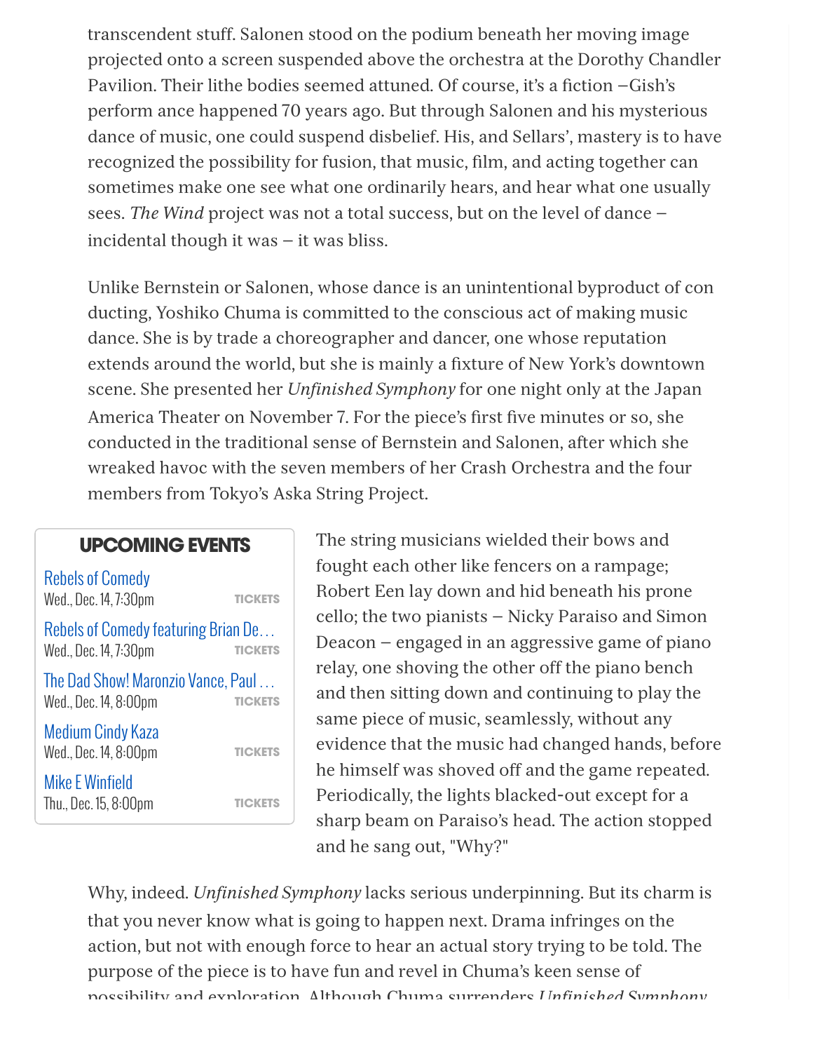transcendent stuff. Salonen stood on the podium beneath her moving image projected onto a screen suspended above the orchestra at the Dorothy Chandler Pavilion. Their lithe bodies seemed attuned. Of course, it's a fiction –Gish's perform ance happened 70 years ago. But through Salonen and his mysterious dance of music, one could suspend disbelief. His, and Sellars', mastery is to have recognized the possibility for fusion, that music, film, and acting together can sometimes make one see what one ordinarily hears, and hear what one usually sees. *The Wind* project was not a total success, but on the level of dance – incidental though it was – it was bliss.

Unlike Bernstein or Salonen, whose dance is an unintentional byproduct of con ducting, Yoshiko Chuma is committed to the conscious act of making music dance. She is by trade a choreographer and dancer, one whose reputation extends around the world, but she is mainly a fixture of New York's downtown scene. She presented her *Unfinished Symphony* for one night only at the Japan America Theater on November 7. For the piece's first five minutes or so, she conducted in the traditional sense of Bernstein and Salonen, after which she wreaked havoc with the seven members of her Crash Orchestra and the four members from Tokyo's Aska String Project.

The string musicians wielded their bows and fought each other like fencers on a rampage; Robert Een lay down and hid beneath his prone cello; the two pianists – Nicky Paraiso and Simon Deacon – engaged in an aggressive game of piano relay, one shoving the other off the piano bench and then sitting down and continuing to play the same piece of music, seamlessly, without any evidence that the music had changed hands, before he himself was shoved off and the game repeated. Periodically, the lights blacked-out except for a sharp beam on Paraiso's head. The action stopped and he sang out, "Why?"

Why, indeed. *Unfinished Symphony* lacks serious underpinning. But its charm is that you never know what is going to happen next. Drama infringes on the action, but not with enough force to hear an actual story trying to be told. The purpose of the piece is to have fun and revel in Chuma's keen sense of possibility and exploration. Although Chuma surrenders *Unfinished Symphony*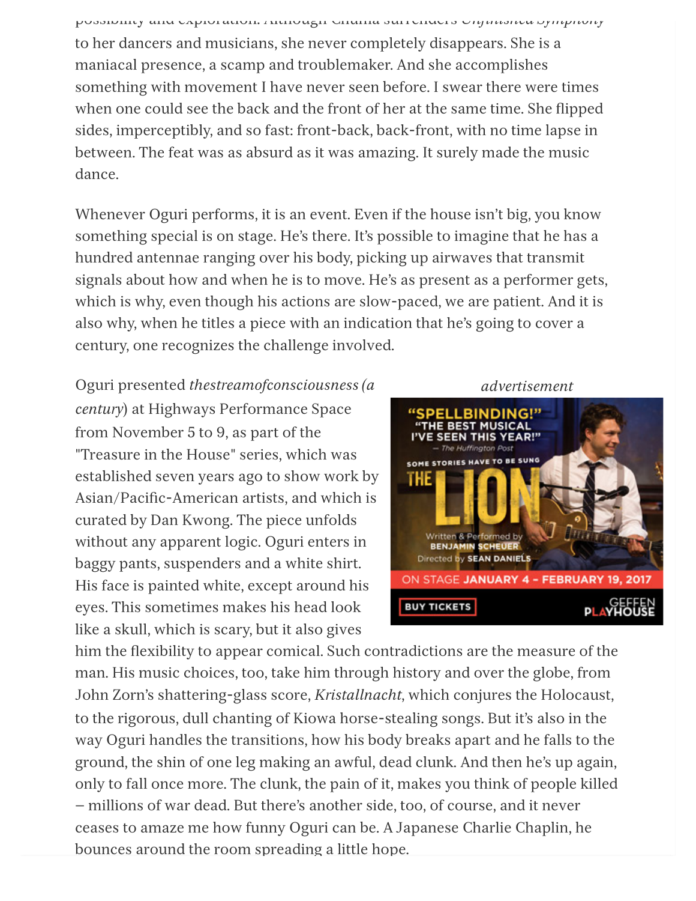possibility and exploration. Although Chuma surrenders *Unfinished Symphony* to her dancers and musicians, she never completely disappears. She is a maniacal presence, a scamp and troublemaker. And she accomplishes something with movement I have never seen before. I swear there were times when one could see the back and the front of her at the same time. She flipped sides, imperceptibly, and so fast: front-back, back-front, with no time lapse in between. The feat was as absurd as it was amazing. It surely made the music dance.

Whenever Oguri performs, it is an event. Even if the house isn't big, you know something special is on stage. He's there. It's possible to imagine that he has a hundred antennae ranging over his body, picking up airwaves that transmit signals about how and when he is to move. He's as present as a performer gets, which is why, even though his actions are slow-paced, we are patient. And it is also why, when he titles a piece with an indication that he's going to cover a century, one recognizes the challenge involved.

Oguri presented *thestreamofconsciousness (a century*) at Highways Performance Space from November 5 to 9, as part of the "Treasure in the House" series, which was established seven years ago to show work by Asian/Pacific-American artists, and which is curated by Dan Kwong. The piece unfolds without any apparent logic. Oguri enters in baggy pants, suspenders and a white shirt. His face is painted white, except around his eyes. This sometimes makes his head look like a skull, which is scary, but it also gives him the flexibility to appear comical. Such contradictions are the measure of the man. His music choices, too, take him through history and over the globe, from John Zorn's shattering-glass score, *Kristallnacht*, which conjures the Holocaust, to the rigorous, dull chanting of Kiowa horse-stealing songs. But it's also in the way Oguri handles the transitions, how his body breaks apart and he falls to the ground, the shin of one leg making an awful, dead clunk. And then he's up again, only to fall once more. The clunk, the pain of it, makes you think of people killed – millions of war dead. But there's another side, too, of course, and it never ceases to amaze me how funny Oguri can be. A Japanese Charlie Chaplin, he bounces around the room spreading a little hope.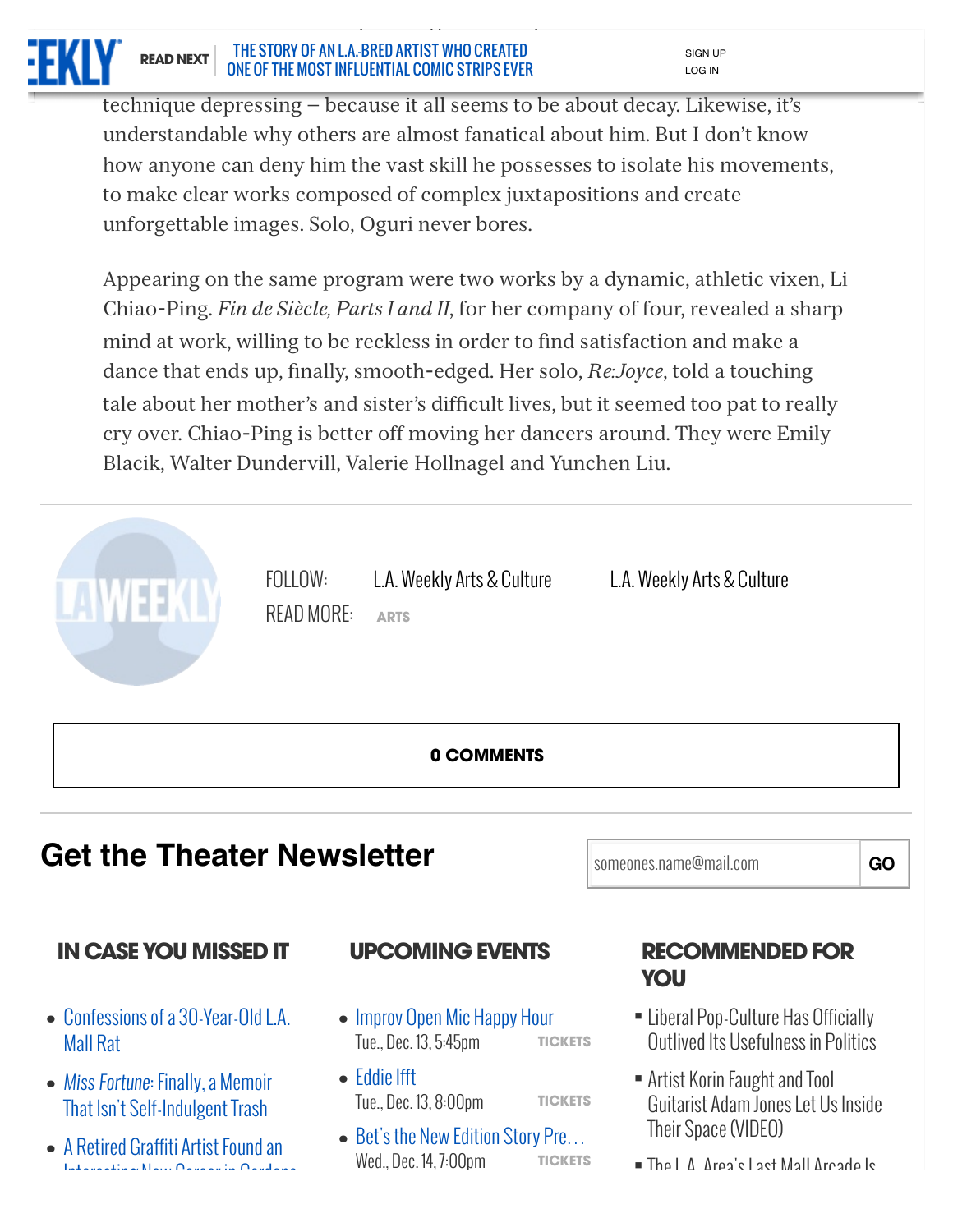technique depressing – because it all seems to be about decay. Likewise, it's understandable why others are almost fanatical about him. But I don't know how anyone can deny him the vast skill he possesses to isolate his movements, to make clear works composed of complex juxtapositions and create unforgettable images. Solo, Oguri never bores.

Appearing on the same program were two works by a dynamic, athletic vixen, Li Chiao-Ping. *Fin de Siècle, Parts I and II*, for her company of four, revealed a sharp mind at work, willing to be reckless in order to find satisfaction and make a dance that ends up, finally, smooth-edged. Her solo, *Re:Joyce*, told a touching tale about her mother's and sister's difficult lives, but it seemed too pat to really cry over. Chiao-Ping is better off moving her dancers around. They were Emily Blacik, Walter Dundervill, Valerie Hollnagel and Yunchen Liu.

FOLLOW: L.A. Weekly Arts & Culture L.A. Weekly Arts & Culture

READ MORE: ARTS

**0 COMMENTS**

## Get the Theater Newsletter

someones.name@mail.com GO

### IN CASE YOU MISSED IT

- Confessions of a 30-Year-Old L.A. Mall Rat
- *Miss Fortune*: Finally, a Memoir That Isn't Self-Indulgent Trash
- A Retired Graffiti Artist Found an Interesting New Career in Gardena

### UPCOMING EVENTS

- Improv Open Mic Happy Hour
  Tue., Dec. 13, 5:45pm TICKETS
- Eddie Ifft
  Tue., Dec. 13, 8:00pm TICKETS
- Bet's the New Edition Story Pre...
  Wed., Dec. 14, 7:00pm TICKETS

### RECOMMENDED FOR YOU

- Liberal Pop-Culture Has Officially Outlived Its Usefulness in Politics
- Artist Korin Faught and Tool Guitarist Adam Jones Let Us Inside Their Space (VIDEO)
- The L.A. Area's Last Mall Arcade Is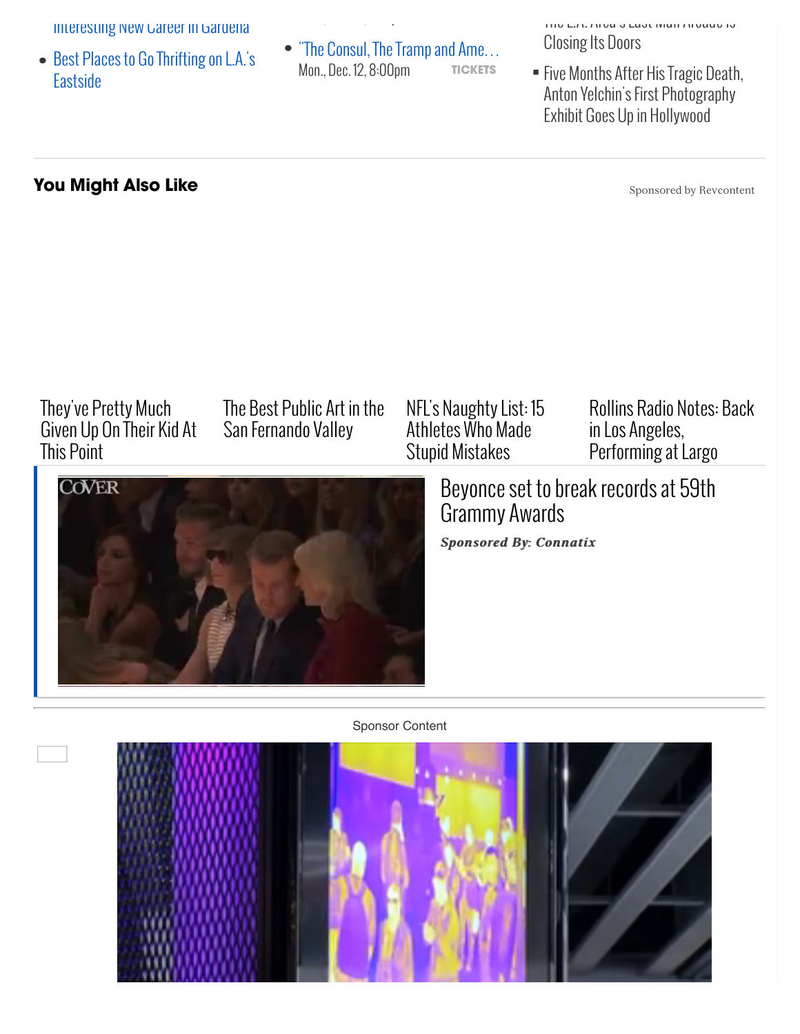Interesting New Career in Gardena

- Best Places to Go Thrifting on L.A.'s Eastside

- "The Consul, The Tramp and Ame…
  Mon., Dec. 12, 8:00pm TICKETS

The L.A. Area's Last Mall Arcade Is Closing Its Doors

- Five Months After His Tragic Death, Anton Yelchin's First Photography Exhibit Goes Up in Hollywood

## You Might Also Like

Sponsored by Revcontent

They've Pretty Much Given Up On Their Kid At This Point

The Best Public Art in the San Fernando Valley

NFL's Naughty List: 15 Athletes Who Made Stupid Mistakes

Rollins Radio Notes: Back in Los Angeles, Performing at Largo

Beyonce set to break records at 59th Grammy Awards

***Sponsored By: Connatix***

Sponsor Content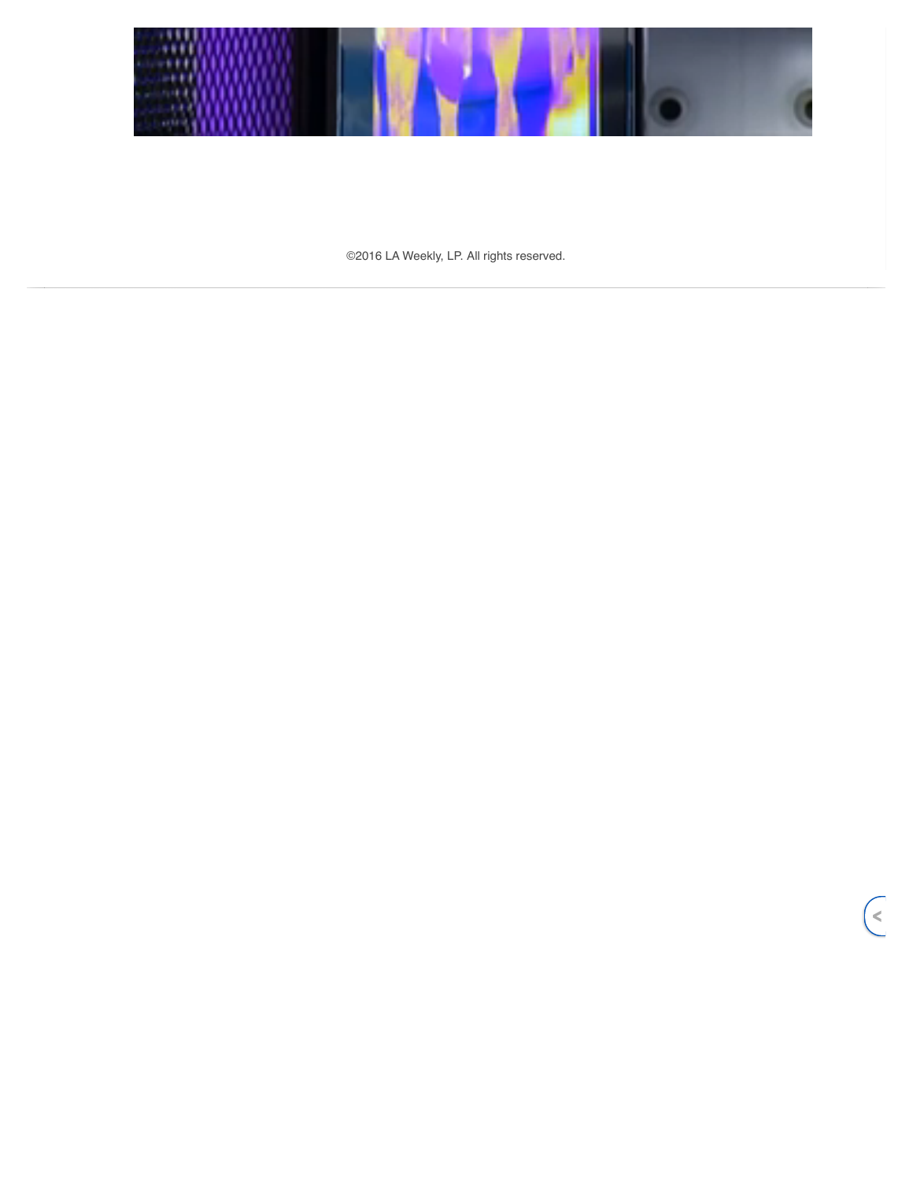©2016 LA Weekly, LP. All rights reserved.